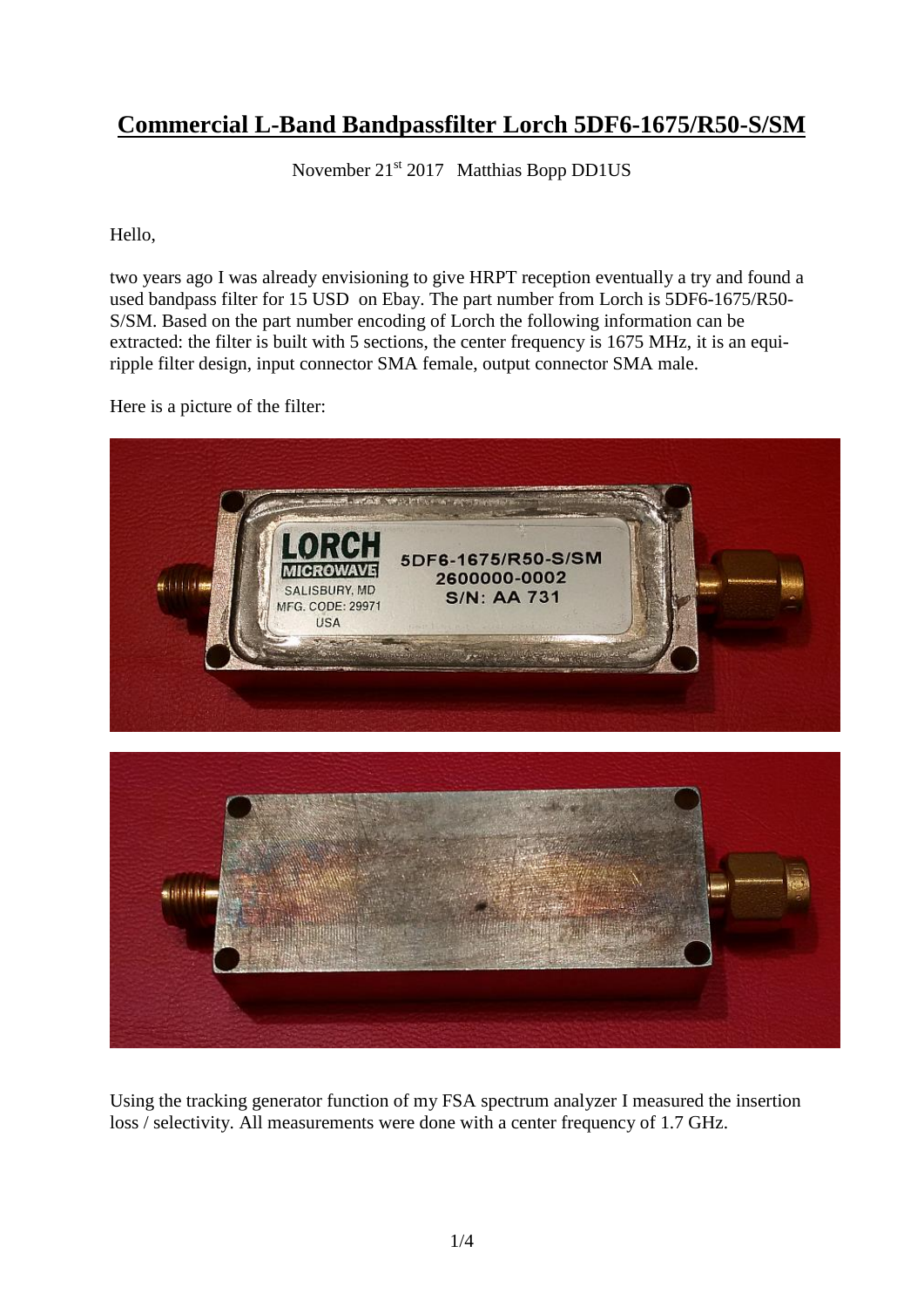# Commercial L-Band Bandpassfilter Lorch 5DF6-1675/R50-S/SM

November 21st 2017 Matthias Bopp DD1US

Hello,

two years ago I was already envisioning to give HRPT reception eventually a try and found a used bandpass filter for 15 USD on Ebay. The part number from Lorch is 5DF6-1675/R50-S/SM. Based on the part number encoding of Lorch the following information can be extracted: the filter is built with 5 sections, the center frequency is 1675 MHz, it is an equi-ripple filter design, input connector SMA female, output connector SMA male.

Here is a picture of the filter:

Using the tracking generator function of my FSA spectrum analyzer I measured the insertion loss / selectivity. All measurements were done with a center frequency of 1.7 GHz.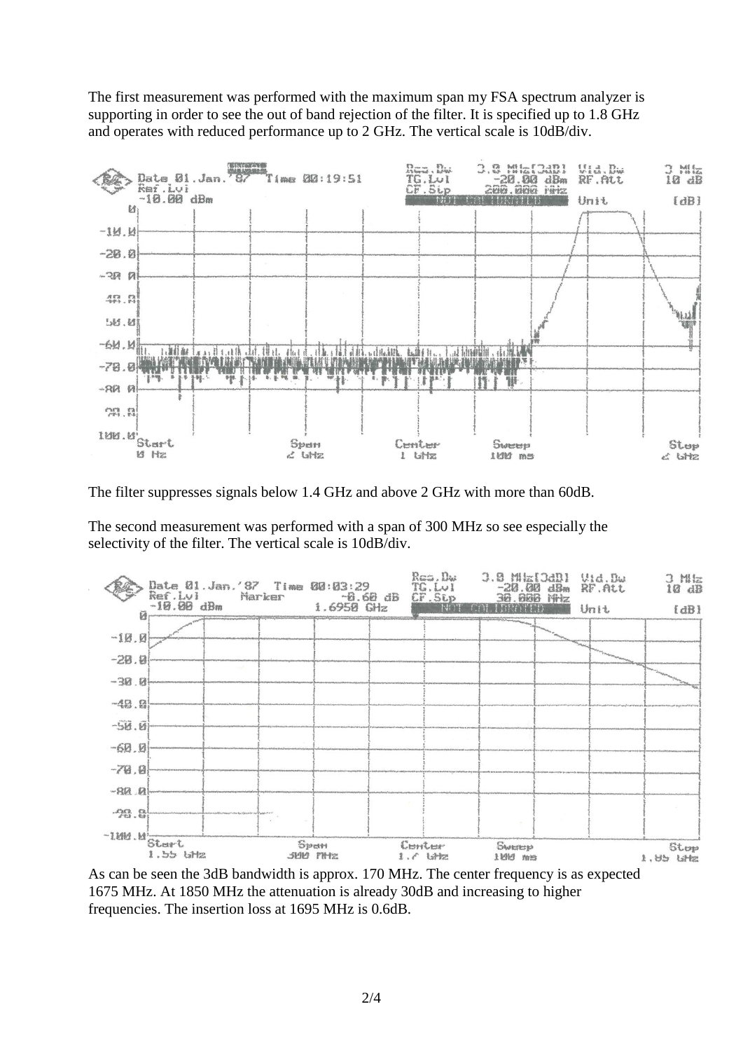The first measurement was performed with the maximum span my FSA spectrum analyzer is supporting in order to see the out of band rejection of the filter. It is specified up to 1.8 GHz and operates with reduced performance up to 2 GHz. The vertical scale is 10dB/div.

The filter suppresses signals below 1.4 GHz and above 2 GHz with more than 60dB.

The second measurement was performed with a span of 300 MHz so see especially the selectivity of the filter. The vertical scale is 10dB/div.

As can be seen the 3dB bandwidth is approx. 170 MHz. The center frequency is as expected 1675 MHz. At 1850 MHz the attenuation is already 30dB and increasing to higher frequencies. The insertion loss at 1695 MHz is 0.6dB.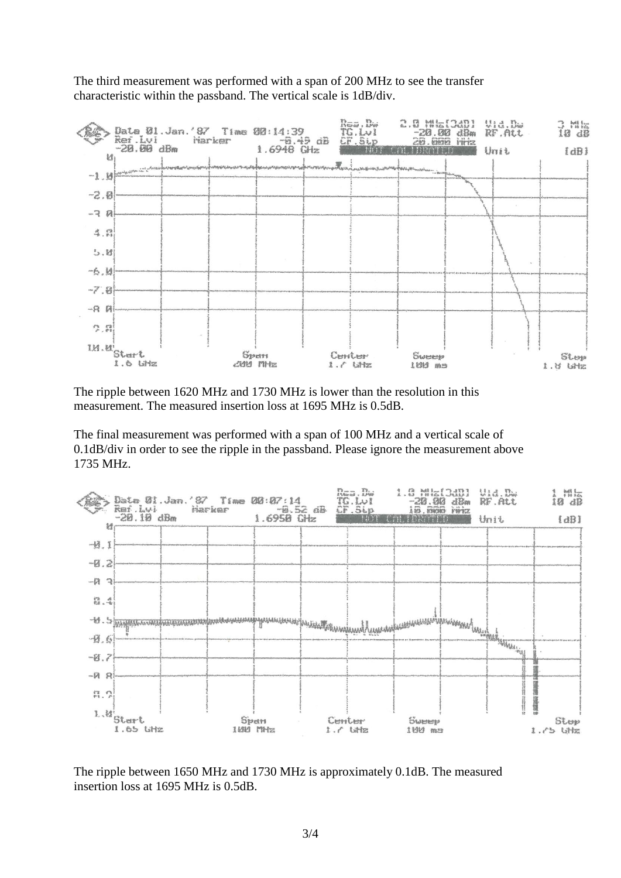The third measurement was performed with a span of 200 MHz to see the transfer characteristic within the passband. The vertical scale is 1dB/div.

The ripple between 1620 MHz and 1730 MHz is lower than the resolution in this measurement. The measured insertion loss at 1695 MHz is 0.5dB.

The final measurement was performed with a span of 100 MHz and a vertical scale of 0.1dB/div in order to see the ripple in the passband. Please ignore the measurement above 1735 MHz.

The ripple between 1650 MHz and 1730 MHz is approximately 0.1dB. The measured insertion loss at 1695 MHz is 0.5dB.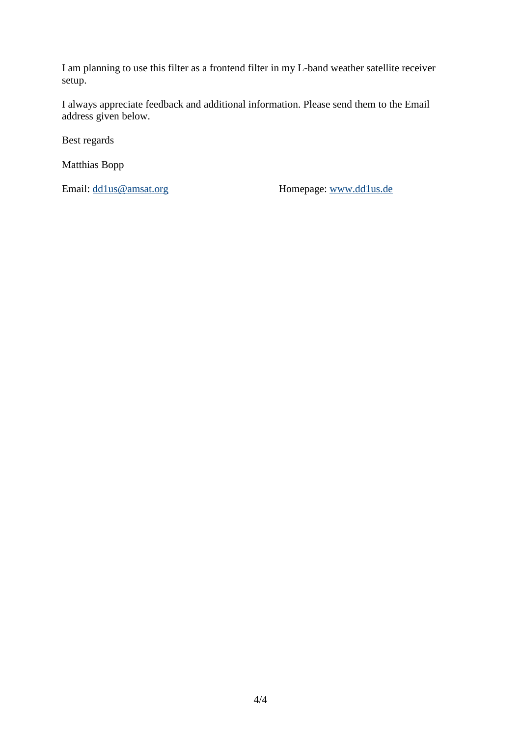I am planning to use this filter as a frontend filter in my L-band weather satellite receiver setup.

I always appreciate feedback and additional information. Please send them to the Email address given below.

Best regards

Matthias Bopp

Email: [dd1us@amsat.org](mailto:dd1us@amsat.org)    Homepage: [www.dd1us.de](http://www.dd1us.de)